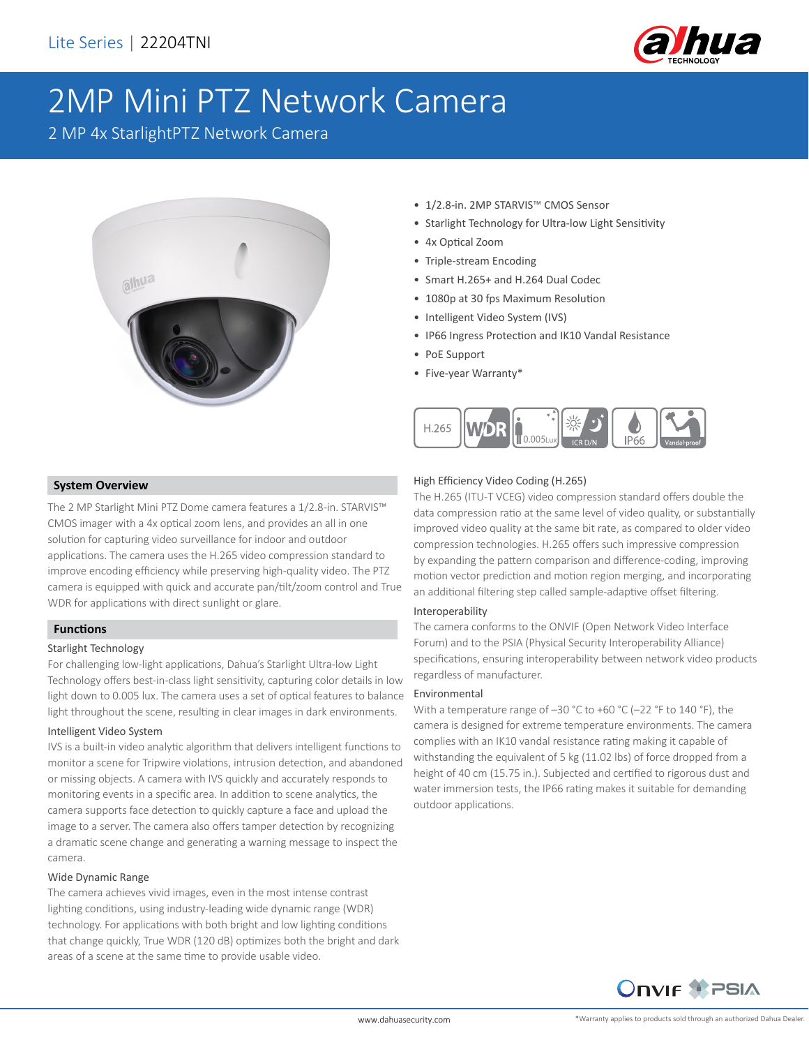Lite Series | 22204TNI

# 2MP Mini PTZ Network Camera

2 MP 4x StarlightPTZ Network Camera

- 1/2.8-in. 2MP STARVIS™ CMOS Sensor
- Starlight Technology for Ultra-low Light Sensitivity
- 4x Optical Zoom
- Triple-stream Encoding
- Smart H.265+ and H.264 Dual Codec
- 1080p at 30 fps Maximum Resolution
- Intelligent Video System (IVS)
- IP66 Ingress Protection and IK10 Vandal Resistance
- PoE Support
- Five-year Warranty*

## System Overview

The 2 MP Starlight Mini PTZ Dome camera features a 1/2.8-in. STARVIS™ CMOS imager with a 4x optical zoom lens, and provides an all in one solution for capturing video surveillance for indoor and outdoor applications. The camera uses the H.265 video compression standard to improve encoding efficiency while preserving high-quality video. The PTZ camera is equipped with quick and accurate pan/tilt/zoom control and True WDR for applications with direct sunlight or glare.

## Functions

### Starlight Technology

For challenging low-light applications, Dahua's Starlight Ultra-low Light Technology offers best-in-class light sensitivity, capturing color details in low light down to 0.005 lux. The camera uses a set of optical features to balance light throughout the scene, resulting in clear images in dark environments.

### Intelligent Video System

IVS is a built-in video analytic algorithm that delivers intelligent functions to monitor a scene for Tripwire violations, intrusion detection, and abandoned or missing objects. A camera with IVS quickly and accurately responds to monitoring events in a specific area. In addition to scene analytics, the camera supports face detection to quickly capture a face and upload the image to a server. The camera also offers tamper detection by recognizing a dramatic scene change and generating a warning message to inspect the camera.

### Wide Dynamic Range

The camera achieves vivid images, even in the most intense contrast lighting conditions, using industry-leading wide dynamic range (WDR) technology. For applications with both bright and low lighting conditions that change quickly, True WDR (120 dB) optimizes both the bright and dark areas of a scene at the same time to provide usable video.

### High Efficiency Video Coding (H.265)

The H.265 (ITU-T VCEG) video compression standard offers double the data compression ratio at the same level of video quality, or substantially improved video quality at the same bit rate, as compared to older video compression technologies. H.265 offers such impressive compression by expanding the pattern comparison and difference-coding, improving motion vector prediction and motion region merging, and incorporating an additional filtering step called sample-adaptive offset filtering.

### Interoperability

The camera conforms to the ONVIF (Open Network Video Interface Forum) and to the PSIA (Physical Security Interoperability Alliance) specifications, ensuring interoperability between network video products regardless of manufacturer.

### Environmental

With a temperature range of –30 °C to +60 °C (–22 °F to 140 °F), the camera is designed for extreme temperature environments. The camera complies with an IK10 vandal resistance rating making it capable of withstanding the equivalent of 5 kg (11.02 lbs) of force dropped from a height of 40 cm (15.75 in.). Subjected and certified to rigorous dust and water immersion tests, the IP66 rating makes it suitable for demanding outdoor applications.

www.dahuasecurity.com

*Warranty applies to products sold through an authorized Dahua Dealer.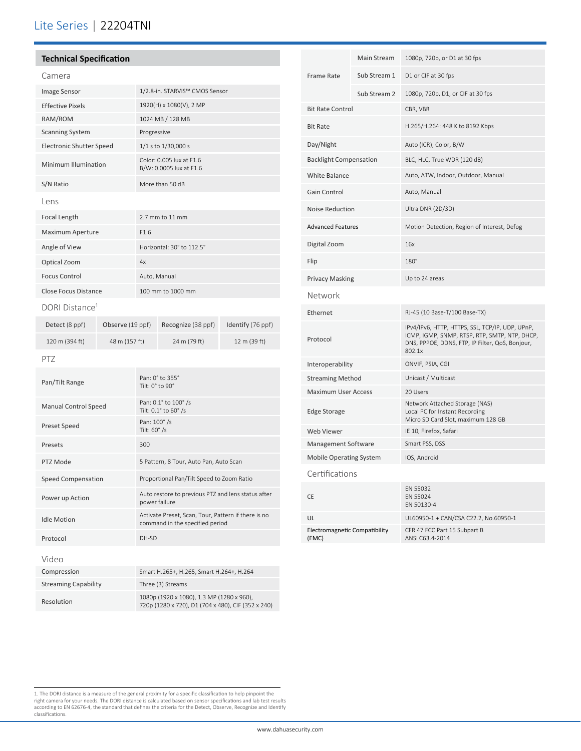# Lite Series | 22204TNI

## Technical Specification

### Camera

| | |
|---|---|
| Image Sensor | 1/2.8-in. STARVIS™ CMOS Sensor |
| Effective Pixels | 1920(H) x 1080(V), 2 MP |
| RAM/ROM | 1024 MB / 128 MB |
| Scanning System | Progressive |
| Electronic Shutter Speed | 1/1 s to 1/30,000 s |
| Minimum Illumination | Color: 0.005 lux at F1.6<br>B/W: 0.0005 lux at F1.6 |
| S/N Ratio | More than 50 dB |

### Lens

| | |
|---|---|
| Focal Length | 2.7 mm to 11 mm |
| Maximum Aperture | F1.6 |
| Angle of View | Horizontal: 30° to 112.5° |
| Optical Zoom | 4x |
| Focus Control | Auto, Manual |
| Close Focus Distance | 100 mm to 1000 mm |

### DORI Distance[1]

| Detect (8 ppf) | Observe (19 ppf) | Recognize (38 ppf) | Identify (76 ppf) |
|---|---|---|---|
| 120 m (394 ft) | 48 m (157 ft) | 24 m (79 ft) | 12 m (39 ft) |

### PTZ

| | |
|---|---|
| Pan/Tilt Range | Pan: 0° to 355°<br>Tilt: 0° to 90° |
| Manual Control Speed | Pan: 0.1° to 100° /s<br>Tilt: 0.1° to 60° /s |
| Preset Speed | Pan: 100° /s<br>Tilt: 60° /s |
| Presets | 300 |
| PTZ Mode | 5 Pattern, 8 Tour, Auto Pan, Auto Scan |
| Speed Compensation | Proportional Pan/Tilt Speed to Zoom Ratio |
| Power up Action | Auto restore to previous PTZ and lens status after power failure |
| Idle Motion | Activate Preset, Scan, Tour, Pattern if there is no command in the specified period |
| Protocol | DH-SD |

### Video

| | | |
|---|---|---|
| Compression | | Smart H.265+, H.265, Smart H.264+, H.264 |
| Streaming Capability | | Three (3) Streams |
| Resolution | | 1080p (1920 x 1080), 1.3 MP (1280 x 960), 720p (1280 x 720), D1 (704 x 480), CIF (352 x 240) |
| Frame Rate | Main Stream | 1080p, 720p, or D1 at 30 fps |
| | Sub Stream 1 | D1 or CIF at 30 fps |
| | Sub Stream 2 | 1080p, 720p, D1, or CIF at 30 fps |
| Bit Rate Control | | CBR, VBR |
| Bit Rate | | H.265/H.264: 448 K to 8192 Kbps |
| Day/Night | | Auto (ICR), Color, B/W |
| Backlight Compensation | | BLC, HLC, True WDR (120 dB) |
| White Balance | | Auto, ATW, Indoor, Outdoor, Manual |
| Gain Control | | Auto, Manual |
| Noise Reduction | | Ultra DNR (2D/3D) |
| Advanced Features | | Motion Detection, Region of Interest, Defog |
| Digital Zoom | | 16x |
| Flip | | 180° |
| Privacy Masking | | Up to 24 areas |

### Network

| | |
|---|---|
| Ethernet | RJ-45 (10 Base-T/100 Base-TX) |
| Protocol | IPv4/IPv6, HTTP, HTTPS, SSL, TCP/IP, UDP, UPnP, ICMP, IGMP, SNMP, RTSP, RTP, SMTP, NTP, DHCP, DNS, PPPOE, DDNS, FTP, IP Filter, QoS, Bonjour, 802.1x |
| Interoperability | ONVIF, PSIA, CGI |
| Streaming Method | Unicast / Multicast |
| Maximum User Access | 20 Users |
| Edge Storage | Network Attached Storage (NAS)<br>Local PC for Instant Recording<br>Micro SD Card Slot, maximum 128 GB |
| Web Viewer | IE 10, Firefox, Safari |
| Management Software | Smart PSS, DSS |
| Mobile Operating System | IOS, Android |

### Certifications

| | |
|---|---|
| CE | EN 55032<br>EN 55024<br>EN 50130-4 |
| UL | UL60950-1 + CAN/CSA C22.2, No.60950-1 |
| Electromagnetic Compatibility (EMC) | CFR 47 FCC Part 15 Subpart B<br>ANSI C63.4-2014 |

1. The DORI distance is a measure of the general proximity for a specific classification to help pinpoint the right camera for your needs. The DORI distance is calculated based on sensor specifications and lab test results according to EN 62676-4, the standard that defines the criteria for the Detect, Observe, Recognize and Identify classifications.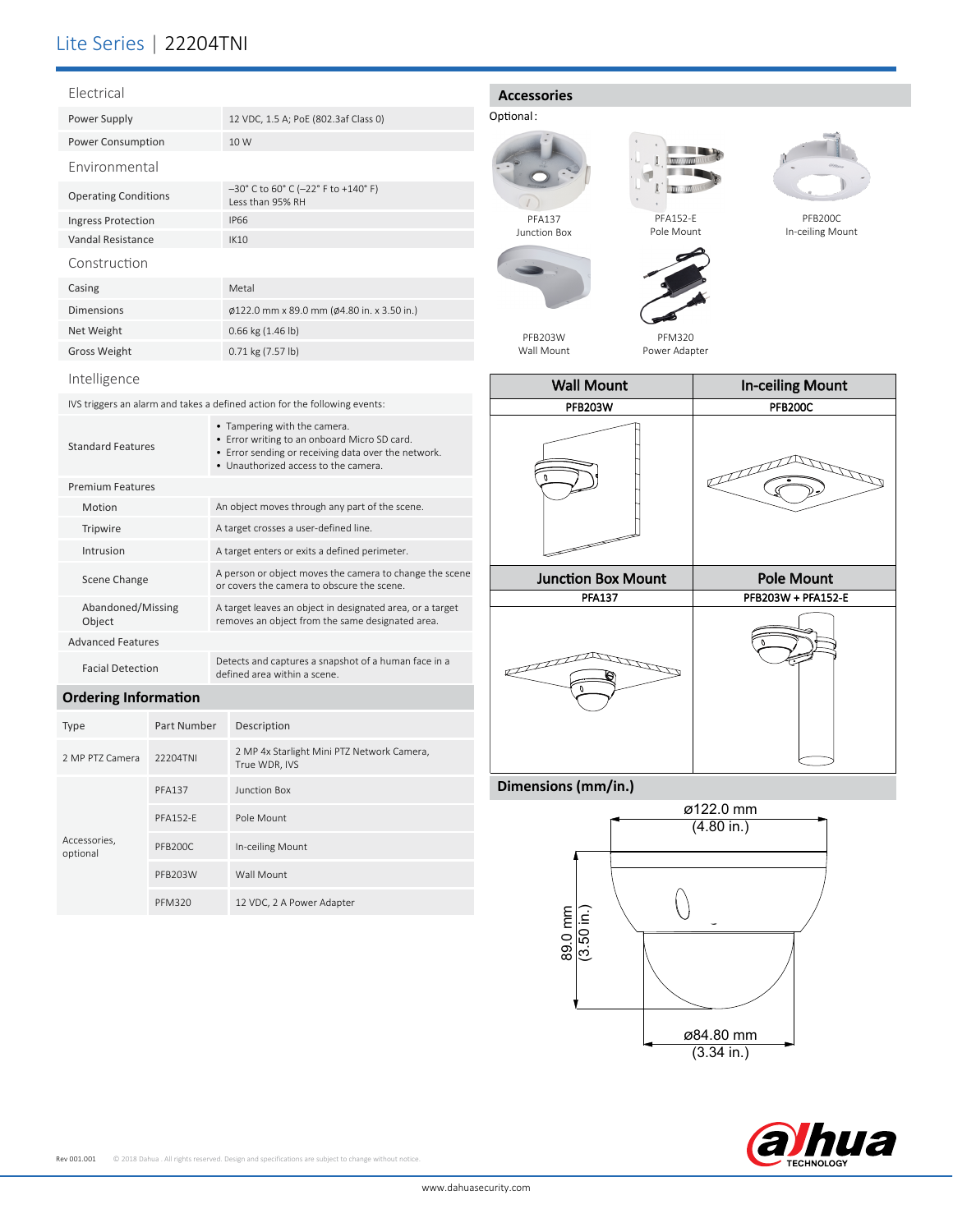# Lite Series | 22204TNI

## Electrical

| | |
|---|---|
| Power Supply | 12 VDC, 1.5 A; PoE (802.3af Class 0) |
| Power Consumption | 10 W |

## Environmental

| | |
|---|---|
| Operating Conditions | –30° C to 60° C (–22° F to +140° F) Less than 95% RH |
| Ingress Protection | IP66 |
| Vandal Resistance | IK10 |

## Construction

| | |
|---|---|
| Casing | Metal |
| Dimensions | ø122.0 mm x 89.0 mm (ø4.80 in. x 3.50 in.) |
| Net Weight | 0.66 kg (1.46 lb) |
| Gross Weight | 0.71 kg (7.57 lb) |

## Intelligence

IVS triggers an alarm and takes a defined action for the following events:

| | |
|---|---|
| Standard Features | • Tampering with the camera.<br>• Error writing to an onboard Micro SD card.<br>• Error sending or receiving data over the network.<br>• Unauthorized access to the camera. |
| Premium Features | |
| Motion | An object moves through any part of the scene. |
| Tripwire | A target crosses a user-defined line. |
| Intrusion | A target enters or exits a defined perimeter. |
| Scene Change | A person or object moves the camera to change the scene or covers the camera to obscure the scene. |
| Abandoned/Missing Object | A target leaves an object in designated area, or a target removes an object from the same designated area. |
| Advanced Features | |
| Facial Detection | Detects and captures a snapshot of a human face in a defined area within a scene. |

## Ordering Information

| Type | Part Number | Description |
|---|---|---|
| 2 MP PTZ Camera | 22204TNI | 2 MP 4x Starlight Mini PTZ Network Camera, True WDR, IVS |
| Accessories, optional | PFA137 | Junction Box |
| | PFA152-E | Pole Mount |
| | PFB200C | In-ceiling Mount |
| | PFB203W | Wall Mount |
| | PFM320 | 12 VDC, 2 A Power Adapter |

## Accessories

Optional:

PFA137
Junction Box

PFA152-E
Pole Mount

PFB200C
In-ceiling Mount

PFB203W
Wall Mount

PFM320
Power Adapter

| Wall Mount | In-ceiling Mount |
|---|---|
| PFB203W | PFB200C |

| Junction Box Mount | Pole Mount |
|---|---|
| PFA137 | PFB203W + PFA152-E |

## Dimensions (mm/in.)

ø122.0 mm
(4.80 in.)

89.0 mm
(3.50 in.)

ø84.80 mm
(3.34 in.)

Rev 001.001 © 2018 Dahua . All rights reserved. Design and specifications are subject to change without notice.

www.dahuasecurity.com